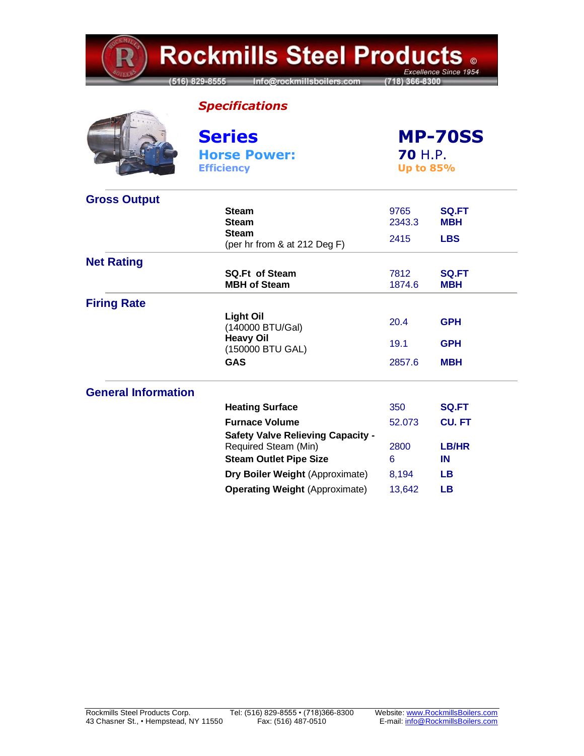# Rockmills Steel Products ©

Excellence Since 1954

(516) 829-8555 Info@rockmillsboilers.com (718) 366-8300

## *Specifications*

| | |
|---|---|
| **Series** | **MP-70SS** |
| **Horse Power:** | **70** H.P. |
| **Efficiency** | **Up to 85%** |

## Gross Output

| | | |
|---|---|---|
| **Steam** | 9765 | **SQ.FT** |
| **Steam** | 2343.3 | **MBH** |
| **Steam** (per hr from & at 212 Deg F) | 2415 | **LBS** |

## Net Rating

| | | |
|---|---|---|
| **SQ.Ft of Steam** | 7812 | **SQ.FT** |
| **MBH of Steam** | 1874.6 | **MBH** |

## Firing Rate

| | | |
|---|---|---|
| **Light Oil** (140000 BTU/Gal) | 20.4 | **GPH** |
| **Heavy Oil** (150000 BTU GAL) | 19.1 | **GPH** |
| **GAS** | 2857.6 | **MBH** |

## General Information

| | | |
|---|---|---|
| **Heating Surface** | 350 | **SQ.FT** |
| **Furnace Volume** | 52.073 | **CU. FT** |
| **Safety Valve Relieving Capacity -** Required Steam (Min) | 2800 | **LB/HR** |
| **Steam Outlet Pipe Size** | 6 | **IN** |
| **Dry Boiler Weight** (Approximate) | 8,194 | **LB** |
| **Operating Weight** (Approximate) | 13,642 | **LB** |

Rockmills Steel Products Corp.
43 Chasner St., • Hempstead, NY 11550

Tel: (516) 829-8555 • (718)366-8300
Fax: (516) 487-0510

Website: www.RockmillsBoilers.com
E-mail: info@RockmillsBoilers.com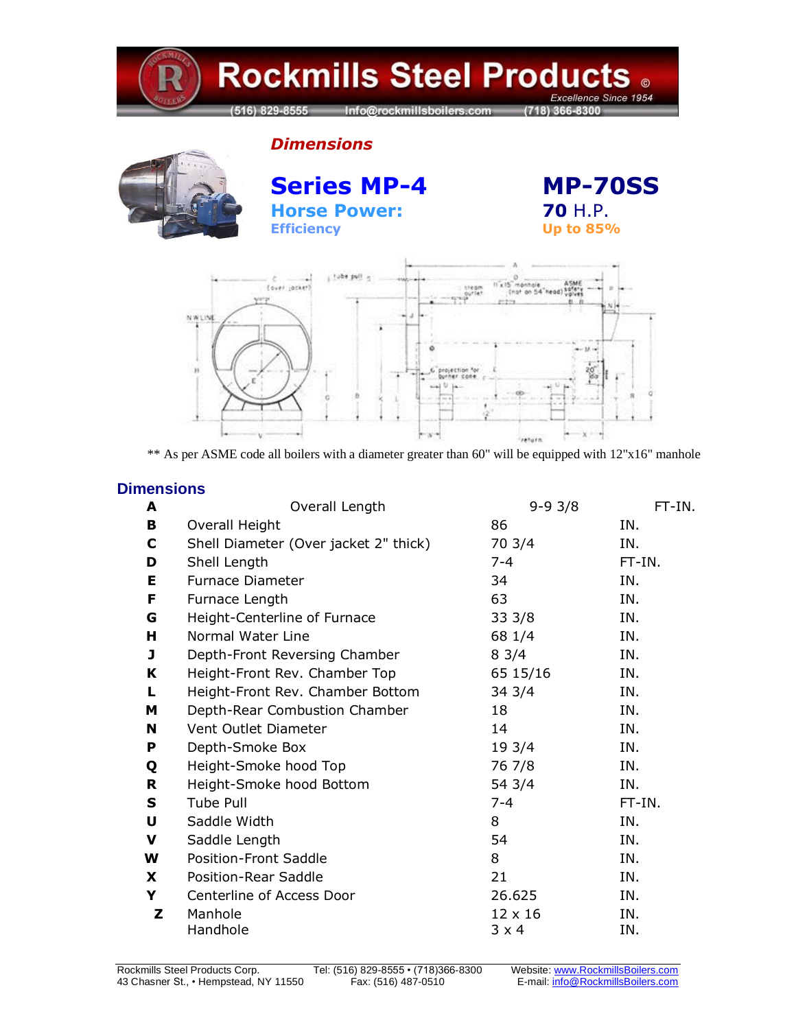# Rockmills Steel Products

(516) 829-8555 Info@rockmillsboilers.com (718) 366-8300

Excellence Since 1954

## *Dimensions*

## Series MP-4 — MP-70SS

**Horse Power:** **70** H.P.

**Efficiency:** Up to 85%

** As per ASME code all boilers with a diameter greater than 60" will be equipped with 12"x16" manhole

## Dimensions

| | | | |
|---|---|---|---|
| **A** | Overall Length | 9-9 3/8 | FT-IN. |
| **B** | Overall Height | 86 | IN. |
| **C** | Shell Diameter (Over jacket 2" thick) | 70 3/4 | IN. |
| **D** | Shell Length | 7-4 | FT-IN. |
| **E** | Furnace Diameter | 34 | IN. |
| **F** | Furnace Length | 63 | IN. |
| **G** | Height-Centerline of Furnace | 33 3/8 | IN. |
| **H** | Normal Water Line | 68 1/4 | IN. |
| **J** | Depth-Front Reversing Chamber | 8 3/4 | IN. |
| **K** | Height-Front Rev. Chamber Top | 65 15/16 | IN. |
| **L** | Height-Front Rev. Chamber Bottom | 34 3/4 | IN. |
| **M** | Depth-Rear Combustion Chamber | 18 | IN. |
| **N** | Vent Outlet Diameter | 14 | IN. |
| **P** | Depth-Smoke Box | 19 3/4 | IN. |
| **Q** | Height-Smoke hood Top | 76 7/8 | IN. |
| **R** | Height-Smoke hood Bottom | 54 3/4 | IN. |
| **S** | Tube Pull | 7-4 | FT-IN. |
| **U** | Saddle Width | 8 | IN. |
| **V** | Saddle Length | 54 | IN. |
| **W** | Position-Front Saddle | 8 | IN. |
| **X** | Position-Rear Saddle | 21 | IN. |
| **Y** | Centerline of Access Door | 26.625 | IN. |
| **Z** | Manhole | 12 x 16 | IN. |
| | Handhole | 3 x 4 | IN. |

Rockmills Steel Products Corp.
43 Chasner St., • Hempstead, NY 11550

Tel: (516) 829-8555 • (718)366-8300
Fax: (516) 487-0510

Website: www.RockmillsBoilers.com
E-mail: info@RockmillsBoilers.com